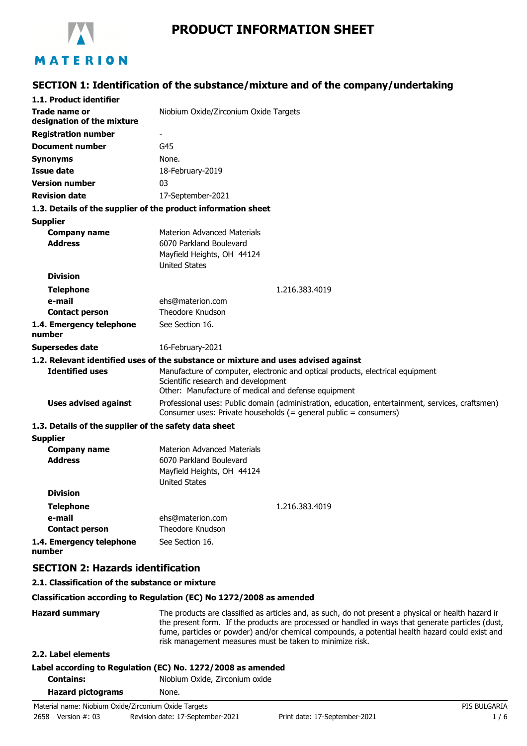# PRODUCT INFORMATION SHEET

## SECTION 1: Identification of the substance/mixture and of the company/undertaking

### 1.1. Product identifier

| | |
|---|---|
| **Trade name or designation of the mixture** | Niobium Oxide/Zirconium Oxide Targets |
| **Registration number** | - |
| **Document number** | G45 |
| **Synonyms** | None. |
| **Issue date** | 18-February-2019 |
| **Version number** | 03 |
| **Revision date** | 17-September-2021 |

### 1.3. Details of the supplier of the product information sheet

**Supplier**

| | |
|---|---|
| **Company name** | Materion Advanced Materials |
| **Address** | 6070 Parkland Boulevard<br>Mayfield Heights, OH 44124<br>United States |
| **Division** | |
| **Telephone** | 1.216.383.4019 |
| **e-mail** | ehs@materion.com |
| **Contact person** | Theodore Knudson |
| **1.4. Emergency telephone number** | See Section 16. |
| **Supersedes date** | 16-February-2021 |

### 1.2. Relevant identified uses of the substance or mixture and uses advised against

| | |
|---|---|
| **Identified uses** | Manufacture of computer, electronic and optical products, electrical equipment<br>Scientific research and development<br>Other: Manufacture of medical and defense equipment |
| **Uses advised against** | Professional uses: Public domain (administration, education, entertainment, services, craftsmen)<br>Consumer uses: Private households (= general public = consumers) |

### 1.3. Details of the supplier of the safety data sheet

**Supplier**

| | |
|---|---|
| **Company name** | Materion Advanced Materials |
| **Address** | 6070 Parkland Boulevard<br>Mayfield Heights, OH 44124<br>United States |
| **Division** | |
| **Telephone** | 1.216.383.4019 |
| **e-mail** | ehs@materion.com |
| **Contact person** | Theodore Knudson |
| **1.4. Emergency telephone number** | See Section 16. |

## SECTION 2: Hazards identification

### 2.1. Classification of the substance or mixture

**Classification according to Regulation (EC) No 1272/2008 as amended**

| | |
|---|---|
| **Hazard summary** | The products are classified as articles and, as such, do not present a physical or health hazard ir the present form. If the products are processed or handled in ways that generate particles (dust, fume, particles or powder) and/or chemical compounds, a potential health hazard could exist and risk management measures must be taken to minimize risk. |

### 2.2. Label elements

**Label according to Regulation (EC) No. 1272/2008 as amended**

| | |
|---|---|
| **Contains:** | Niobium Oxide, Zirconium oxide |
| **Hazard pictograms** | None. |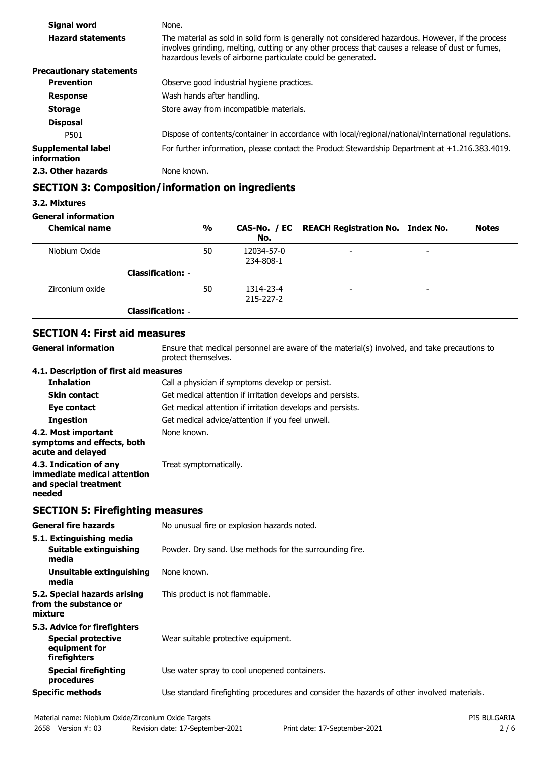| | |
|---|---|
| **Signal word** | None. |
| **Hazard statements** | The material as sold in solid form is generally not considered hazardous. However, if the process involves grinding, melting, cutting or any other process that causes a release of dust or fumes, hazardous levels of airborne particulate could be generated. |
| **Precautionary statements** | |
| **Prevention** | Observe good industrial hygiene practices. |
| **Response** | Wash hands after handling. |
| **Storage** | Store away from incompatible materials. |
| **Disposal** | |
| P501 | Dispose of contents/container in accordance with local/regional/national/international regulations. |
| **Supplemental label information** | For further information, please contact the Product Stewardship Department at +1.216.383.4019. |
| **2.3. Other hazards** | None known. |

## SECTION 3: Composition/information on ingredients

**3.2. Mixtures**

**General information**

| Chemical name | % | CAS-No. / EC No. | REACH Registration No. | Index No. | Notes |
|---|---|---|---|---|---|
| Niobium Oxide | 50 | 12034-57-0 234-808-1 | - | - | |
| **Classification:** - | | | | | |
| Zirconium oxide | 50 | 1314-23-4 215-227-2 | - | - | |
| **Classification:** - | | | | | |

## SECTION 4: First aid measures

| | |
|---|---|
| **General information** | Ensure that medical personnel are aware of the material(s) involved, and take precautions to protect themselves. |
| **4.1. Description of first aid measures** | |
| **Inhalation** | Call a physician if symptoms develop or persist. |
| **Skin contact** | Get medical attention if irritation develops and persists. |
| **Eye contact** | Get medical attention if irritation develops and persists. |
| **Ingestion** | Get medical advice/attention if you feel unwell. |
| **4.2. Most important symptoms and effects, both acute and delayed** | None known. |
| **4.3. Indication of any immediate medical attention and special treatment needed** | Treat symptomatically. |

## SECTION 5: Firefighting measures

| | |
|---|---|
| **General fire hazards** | No unusual fire or explosion hazards noted. |
| **5.1. Extinguishing media** | |
| **Suitable extinguishing media** | Powder. Dry sand. Use methods for the surrounding fire. |
| **Unsuitable extinguishing media** | None known. |
| **5.2. Special hazards arising from the substance or mixture** | This product is not flammable. |
| **5.3. Advice for firefighters** | |
| **Special protective equipment for firefighters** | Wear suitable protective equipment. |
| **Special firefighting procedures** | Use water spray to cool unopened containers. |
| **Specific methods** | Use standard firefighting procedures and consider the hazards of other involved materials. |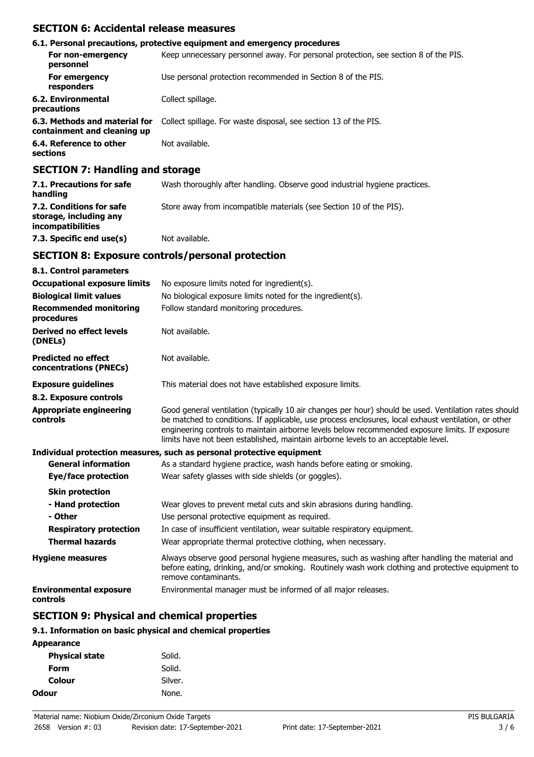## SECTION 6: Accidental release measures

### 6.1. Personal precautions, protective equipment and emergency procedures

| | |
|---|---|
| **For non-emergency personnel** | Keep unnecessary personnel away. For personal protection, see section 8 of the PIS. |
| **For emergency responders** | Use personal protection recommended in Section 8 of the PIS. |
| **6.2. Environmental precautions** | Collect spillage. |
| **6.3. Methods and material for containment and cleaning up** | Collect spillage. For waste disposal, see section 13 of the PIS. |
| **6.4. Reference to other sections** | Not available. |

## SECTION 7: Handling and storage

| | |
|---|---|
| **7.1. Precautions for safe handling** | Wash thoroughly after handling. Observe good industrial hygiene practices. |
| **7.2. Conditions for safe storage, including any incompatibilities** | Store away from incompatible materials (see Section 10 of the PIS). |
| **7.3. Specific end use(s)** | Not available. |

## SECTION 8: Exposure controls/personal protection

### 8.1. Control parameters

| | |
|---|---|
| **Occupational exposure limits** | No exposure limits noted for ingredient(s). |
| **Biological limit values** | No biological exposure limits noted for the ingredient(s). |
| **Recommended monitoring procedures** | Follow standard monitoring procedures. |
| **Derived no effect levels (DNELs)** | Not available. |
| **Predicted no effect concentrations (PNECs)** | Not available. |
| **Exposure guidelines** | This material does not have established exposure limits. |

### 8.2. Exposure controls

| | |
|---|---|
| **Appropriate engineering controls** | Good general ventilation (typically 10 air changes per hour) should be used. Ventilation rates should be matched to conditions. If applicable, use process enclosures, local exhaust ventilation, or other engineering controls to maintain airborne levels below recommended exposure limits. If exposure limits have not been established, maintain airborne levels to an acceptable level. |

**Individual protection measures, such as personal protective equipment**

| | |
|---|---|
| **General information** | As a standard hygiene practice, wash hands before eating or smoking. |
| **Eye/face protection** | Wear safety glasses with side shields (or goggles). |
| **Skin protection** | |
| **- Hand protection** | Wear gloves to prevent metal cuts and skin abrasions during handling. |
| **- Other** | Use personal protective equipment as required. |
| **Respiratory protection** | In case of insufficient ventilation, wear suitable respiratory equipment. |
| **Thermal hazards** | Wear appropriate thermal protective clothing, when necessary. |
| **Hygiene measures** | Always observe good personal hygiene measures, such as washing after handling the material and before eating, drinking, and/or smoking. Routinely wash work clothing and protective equipment to remove contaminants. |
| **Environmental exposure controls** | Environmental manager must be informed of all major releases. |

## SECTION 9: Physical and chemical properties

### 9.1. Information on basic physical and chemical properties

| | |
|---|---|
| **Appearance** | |
| **Physical state** | Solid. |
| **Form** | Solid. |
| **Colour** | Silver. |
| **Odour** | None. |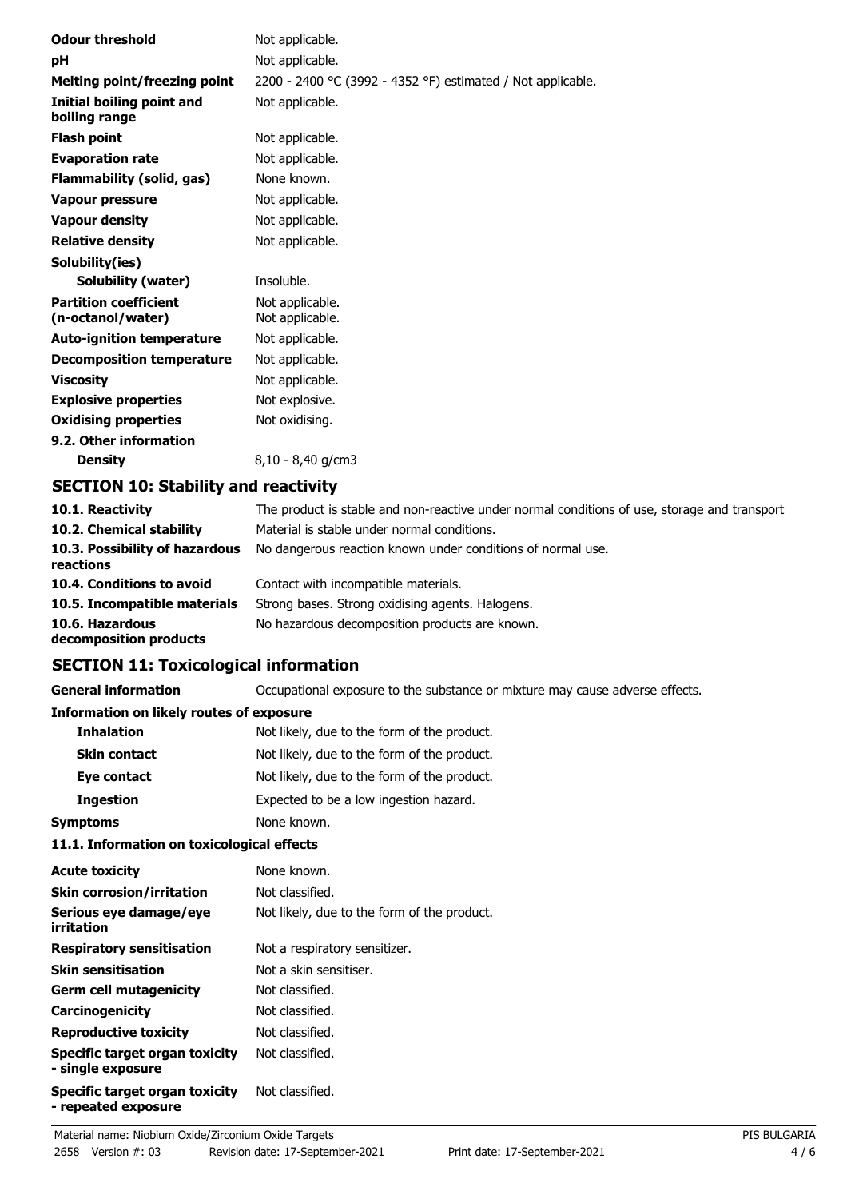| | |
|---|---|
| **Odour threshold** | Not applicable. |
| **pH** | Not applicable. |
| **Melting point/freezing point** | 2200 - 2400 °C (3992 - 4352 °F) estimated / Not applicable. |
| **Initial boiling point and boiling range** | Not applicable. |
| **Flash point** | Not applicable. |
| **Evaporation rate** | Not applicable. |
| **Flammability (solid, gas)** | None known. |
| **Vapour pressure** | Not applicable. |
| **Vapour density** | Not applicable. |
| **Relative density** | Not applicable. |
| **Solubility(ies)** | |
| **Solubility (water)** | Insoluble. |
| **Partition coefficient (n-octanol/water)** | Not applicable.<br>Not applicable. |
| **Auto-ignition temperature** | Not applicable. |
| **Decomposition temperature** | Not applicable. |
| **Viscosity** | Not applicable. |
| **Explosive properties** | Not explosive. |
| **Oxidising properties** | Not oxidising. |
| **9.2. Other information** | |
| **Density** | 8,10 - 8,40 g/cm3 |

## SECTION 10: Stability and reactivity

| | |
|---|---|
| **10.1. Reactivity** | The product is stable and non-reactive under normal conditions of use, storage and transport. |
| **10.2. Chemical stability** | Material is stable under normal conditions. |
| **10.3. Possibility of hazardous reactions** | No dangerous reaction known under conditions of normal use. |
| **10.4. Conditions to avoid** | Contact with incompatible materials. |
| **10.5. Incompatible materials** | Strong bases. Strong oxidising agents. Halogens. |
| **10.6. Hazardous decomposition products** | No hazardous decomposition products are known. |

## SECTION 11: Toxicological information

| | |
|---|---|
| **General information** | Occupational exposure to the substance or mixture may cause adverse effects. |
| **Information on likely routes of exposure** | |
| **Inhalation** | Not likely, due to the form of the product. |
| **Skin contact** | Not likely, due to the form of the product. |
| **Eye contact** | Not likely, due to the form of the product. |
| **Ingestion** | Expected to be a low ingestion hazard. |
| **Symptoms** | None known. |

### 11.1. Information on toxicological effects

| | |
|---|---|
| **Acute toxicity** | None known. |
| **Skin corrosion/irritation** | Not classified. |
| **Serious eye damage/eye irritation** | Not likely, due to the form of the product. |
| **Respiratory sensitisation** | Not a respiratory sensitizer. |
| **Skin sensitisation** | Not a skin sensitiser. |
| **Germ cell mutagenicity** | Not classified. |
| **Carcinogenicity** | Not classified. |
| **Reproductive toxicity** | Not classified. |
| **Specific target organ toxicity - single exposure** | Not classified. |
| **Specific target organ toxicity - repeated exposure** | Not classified. |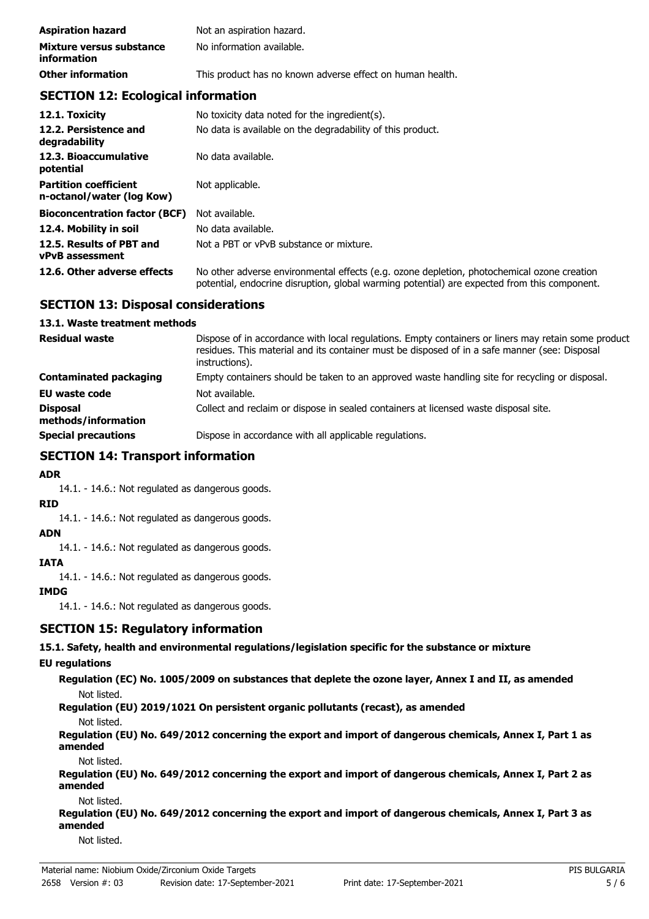| | |
|---|---|
| **Aspiration hazard** | Not an aspiration hazard. |
| **Mixture versus substance information** | No information available. |
| **Other information** | This product has no known adverse effect on human health. |

## SECTION 12: Ecological information

| | |
|---|---|
| **12.1. Toxicity** | No toxicity data noted for the ingredient(s). |
| **12.2. Persistence and degradability** | No data is available on the degradability of this product. |
| **12.3. Bioaccumulative potential** | No data available. |
| **Partition coefficient n-octanol/water (log Kow)** | Not applicable. |
| **Bioconcentration factor (BCF)** | Not available. |
| **12.4. Mobility in soil** | No data available. |
| **12.5. Results of PBT and vPvB assessment** | Not a PBT or vPvB substance or mixture. |
| **12.6. Other adverse effects** | No other adverse environmental effects (e.g. ozone depletion, photochemical ozone creation potential, endocrine disruption, global warming potential) are expected from this component. |

## SECTION 13: Disposal considerations

### 13.1. Waste treatment methods

| | |
|---|---|
| **Residual waste** | Dispose of in accordance with local regulations. Empty containers or liners may retain some product residues. This material and its container must be disposed of in a safe manner (see: Disposal instructions). |
| **Contaminated packaging** | Empty containers should be taken to an approved waste handling site for recycling or disposal. |
| **EU waste code** | Not available. |
| **Disposal methods/information** | Collect and reclaim or dispose in sealed containers at licensed waste disposal site. |
| **Special precautions** | Dispose in accordance with all applicable regulations. |

## SECTION 14: Transport information

**ADR**

14.1. - 14.6.: Not regulated as dangerous goods.

**RID**

14.1. - 14.6.: Not regulated as dangerous goods.

**ADN**

14.1. - 14.6.: Not regulated as dangerous goods.

**IATA**

14.1. - 14.6.: Not regulated as dangerous goods.

**IMDG**

14.1. - 14.6.: Not regulated as dangerous goods.

## SECTION 15: Regulatory information

### 15.1. Safety, health and environmental regulations/legislation specific for the substance or mixture

**EU regulations**

**Regulation (EC) No. 1005/2009 on substances that deplete the ozone layer, Annex I and II, as amended**

Not listed.

**Regulation (EU) 2019/1021 On persistent organic pollutants (recast), as amended**

Not listed.

**Regulation (EU) No. 649/2012 concerning the export and import of dangerous chemicals, Annex I, Part 1 as amended**

Not listed.

**Regulation (EU) No. 649/2012 concerning the export and import of dangerous chemicals, Annex I, Part 2 as amended**

Not listed.

**Regulation (EU) No. 649/2012 concerning the export and import of dangerous chemicals, Annex I, Part 3 as amended**

Not listed.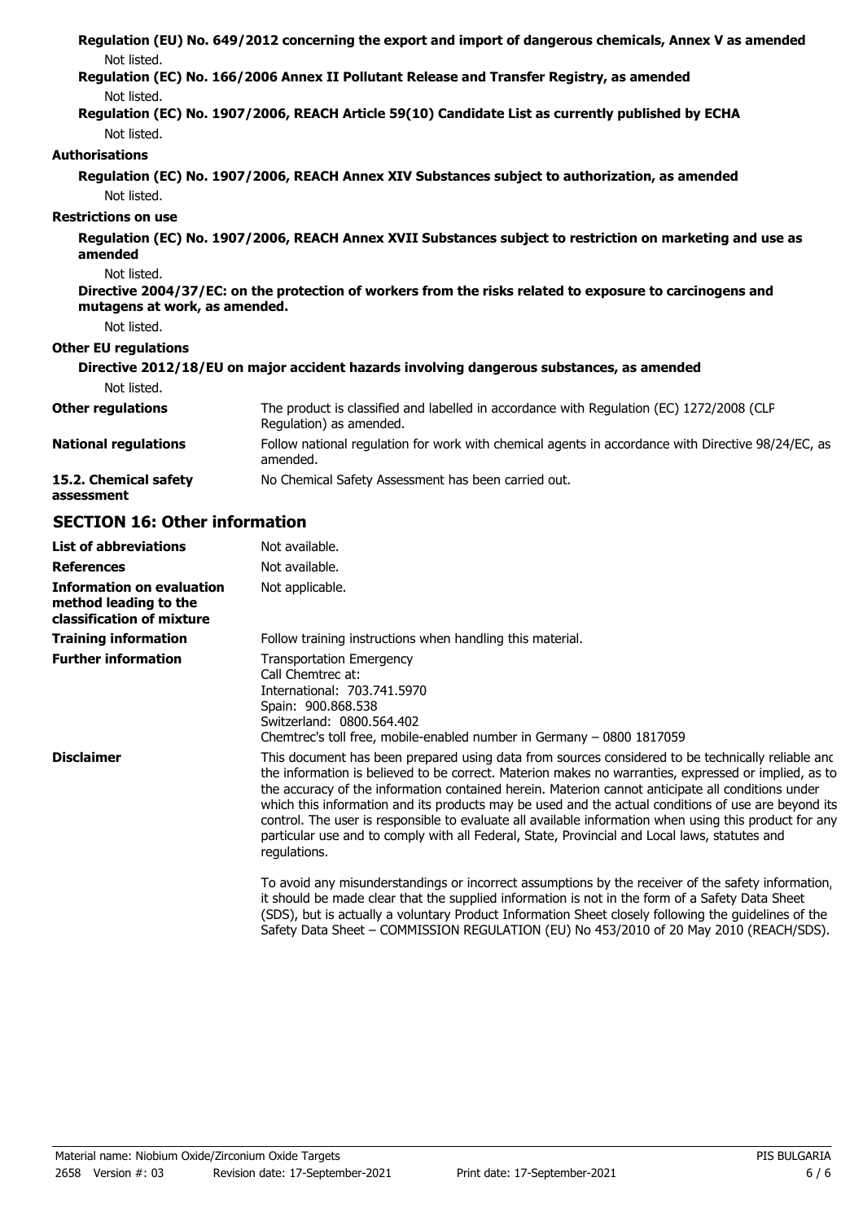**Regulation (EU) No. 649/2012 concerning the export and import of dangerous chemicals, Annex V as amended**

Not listed.

**Regulation (EC) No. 166/2006 Annex II Pollutant Release and Transfer Registry, as amended**

Not listed.

**Regulation (EC) No. 1907/2006, REACH Article 59(10) Candidate List as currently published by ECHA**

Not listed.

**Authorisations**

**Regulation (EC) No. 1907/2006, REACH Annex XIV Substances subject to authorization, as amended**

Not listed.

**Restrictions on use**

**Regulation (EC) No. 1907/2006, REACH Annex XVII Substances subject to restriction on marketing and use as amended**

Not listed.

**Directive 2004/37/EC: on the protection of workers from the risks related to exposure to carcinogens and mutagens at work, as amended.**

Not listed.

**Other EU regulations**

**Directive 2012/18/EU on major accident hazards involving dangerous substances, as amended**

Not listed.

| | |
|---|---|
| **Other regulations** | The product is classified and labelled in accordance with Regulation (EC) 1272/2008 (CLP Regulation) as amended. |
| **National regulations** | Follow national regulation for work with chemical agents in accordance with Directive 98/24/EC, as amended. |
| **15.2. Chemical safety assessment** | No Chemical Safety Assessment has been carried out. |

## SECTION 16: Other information

| | |
|---|---|
| **List of abbreviations** | Not available. |
| **References** | Not available. |
| **Information on evaluation method leading to the classification of mixture** | Not applicable. |
| **Training information** | Follow training instructions when handling this material. |
| **Further information** | Transportation Emergency<br>Call Chemtrec at:<br>International: 703.741.5970<br>Spain: 900.868.538<br>Switzerland: 0800.564.402<br>Chemtrec's toll free, mobile-enabled number in Germany – 0800 1817059 |
| **Disclaimer** | This document has been prepared using data from sources considered to be technically reliable and the information is believed to be correct. Materion makes no warranties, expressed or implied, as to the accuracy of the information contained herein. Materion cannot anticipate all conditions under which this information and its products may be used and the actual conditions of use are beyond its control. The user is responsible to evaluate all available information when using this product for any particular use and to comply with all Federal, State, Provincial and Local laws, statutes and regulations.<br><br>To avoid any misunderstandings or incorrect assumptions by the receiver of the safety information, it should be made clear that the supplied information is not in the form of a Safety Data Sheet (SDS), but is actually a voluntary Product Information Sheet closely following the guidelines of the Safety Data Sheet – COMMISSION REGULATION (EU) No 453/2010 of 20 May 2010 (REACH/SDS). |